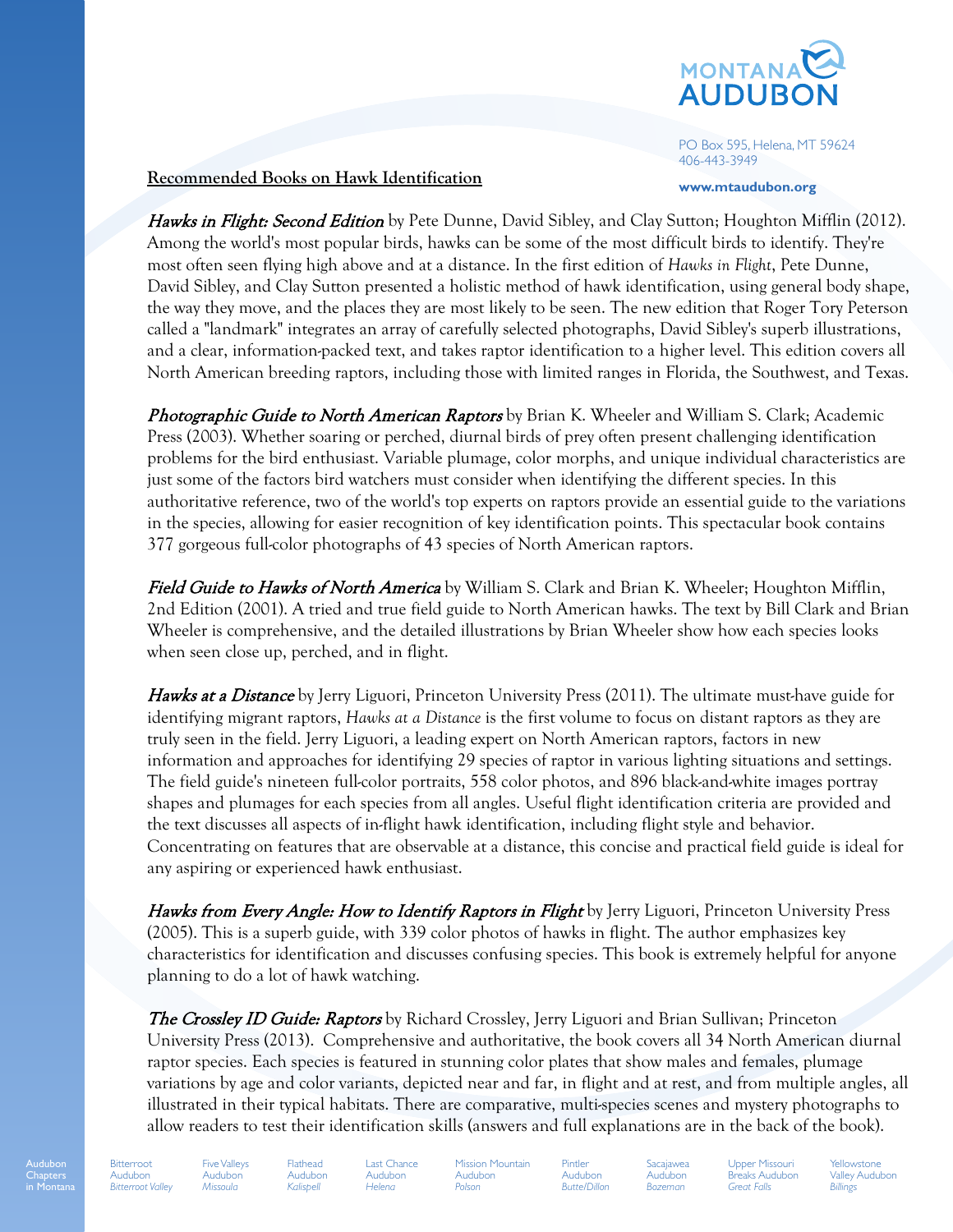MONTANA AUDUBON

PO Box 595, Helena, MT 59624
406-443-3949

**www.mtaudubon.org**

## Recommended Books on Hawk Identification

***Hawks in Flight: Second Edition*** by Pete Dunne, David Sibley, and Clay Sutton; Houghton Mifflin (2012). Among the world's most popular birds, hawks can be some of the most difficult birds to identify. They're most often seen flying high above and at a distance. In the first edition of *Hawks in Flight*, Pete Dunne, David Sibley, and Clay Sutton presented a holistic method of hawk identification, using general body shape, the way they move, and the places they are most likely to be seen. The new edition that Roger Tory Peterson called a "landmark" integrates an array of carefully selected photographs, David Sibley's superb illustrations, and a clear, information-packed text, and takes raptor identification to a higher level. This edition covers all North American breeding raptors, including those with limited ranges in Florida, the Southwest, and Texas.

***Photographic Guide to North American Raptors*** by Brian K. Wheeler and William S. Clark; Academic Press (2003). Whether soaring or perched, diurnal birds of prey often present challenging identification problems for the bird enthusiast. Variable plumage, color morphs, and unique individual characteristics are just some of the factors bird watchers must consider when identifying the different species. In this authoritative reference, two of the world's top experts on raptors provide an essential guide to the variations in the species, allowing for easier recognition of key identification points. This spectacular book contains 377 gorgeous full-color photographs of 43 species of North American raptors.

***Field Guide to Hawks of North America*** by William S. Clark and Brian K. Wheeler; Houghton Mifflin, 2nd Edition (2001). A tried and true field guide to North American hawks. The text by Bill Clark and Brian Wheeler is comprehensive, and the detailed illustrations by Brian Wheeler show how each species looks when seen close up, perched, and in flight.

***Hawks at a Distance*** by Jerry Liguori, Princeton University Press (2011). The ultimate must-have guide for identifying migrant raptors, *Hawks at a Distance* is the first volume to focus on distant raptors as they are truly seen in the field. Jerry Liguori, a leading expert on North American raptors, factors in new information and approaches for identifying 29 species of raptor in various lighting situations and settings. The field guide's nineteen full-color portraits, 558 color photos, and 896 black-and-white images portray shapes and plumages for each species from all angles. Useful flight identification criteria are provided and the text discusses all aspects of in-flight hawk identification, including flight style and behavior. Concentrating on features that are observable at a distance, this concise and practical field guide is ideal for any aspiring or experienced hawk enthusiast.

***Hawks from Every Angle: How to Identify Raptors in Flight*** by Jerry Liguori, Princeton University Press (2005). This is a superb guide, with 339 color photos of hawks in flight. The author emphasizes key characteristics for identification and discusses confusing species. This book is extremely helpful for anyone planning to do a lot of hawk watching.

***The Crossley ID Guide: Raptors*** by Richard Crossley, Jerry Liguori and Brian Sullivan; Princeton University Press (2013). Comprehensive and authoritative, the book covers all 34 North American diurnal raptor species. Each species is featured in stunning color plates that show males and females, plumage variations by age and color variants, depicted near and far, in flight and at rest, and from multiple angles, all illustrated in their typical habitats. There are comparative, multi-species scenes and mystery photographs to allow readers to test their identification skills (answers and full explanations are in the back of the book).

Audubon Chapters in Montana: Bitterroot Audubon (*Bitterroot Valley*) · Five Valleys Audubon (*Missoula*) · Flathead Audubon (*Kalispell*) · Last Chance Audubon (*Helena*) · Mission Mountain Audubon (*Polson*) · Pintler Audubon (*Butte/Dillon*) · Sacajawea Audubon (*Bozeman*) · Upper Missouri Breaks Audubon (*Great Falls*) · Yellowstone Valley Audubon (*Billings*)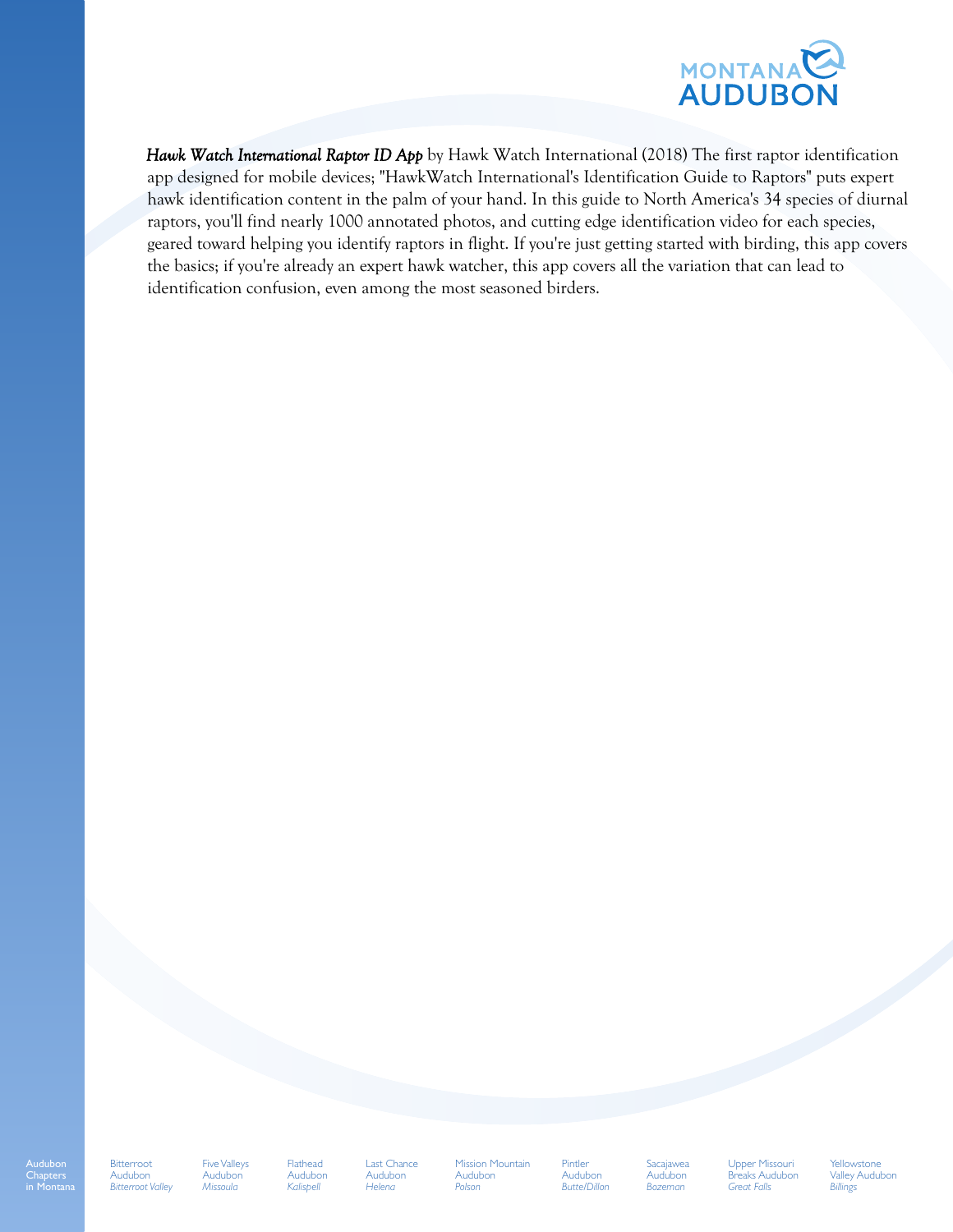***Hawk Watch International Raptor ID App*** by Hawk Watch International (2018) The first raptor identification app designed for mobile devices; "HawkWatch International's Identification Guide to Raptors" puts expert hawk identification content in the palm of your hand. In this guide to North America's 34 species of diurnal raptors, you'll find nearly 1000 annotated photos, and cutting edge identification video for each species, geared toward helping you identify raptors in flight. If you're just getting started with birding, this app covers the basics; if you're already an expert hawk watcher, this app covers all the variation that can lead to identification confusion, even among the most seasoned birders.